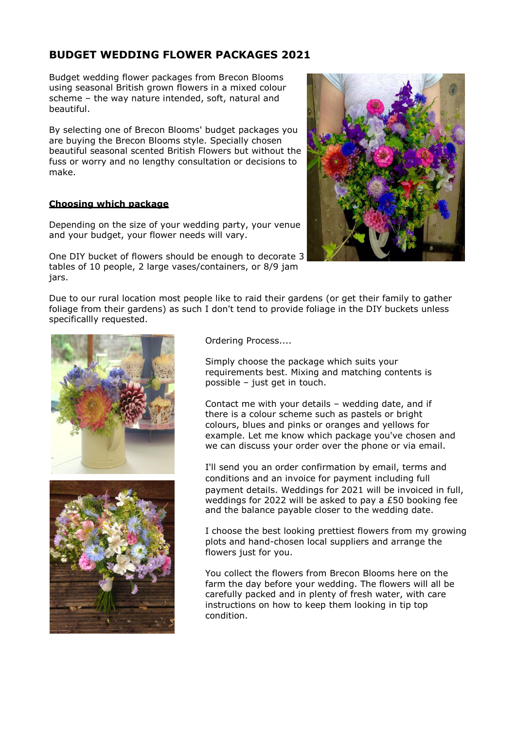# BUDGET WEDDING FLOWER PACKAGES 2021

Budget wedding flower packages from Brecon Blooms using seasonal British grown flowers in a mixed colour scheme – the way nature intended, soft, natural and beautiful.

By selecting one of Brecon Blooms' budget packages you are buying the Brecon Blooms style. Specially chosen beautiful seasonal scented British Flowers but without the fuss or worry and no lengthy consultation or decisions to make.

**Choosing which package**

Depending on the size of your wedding party, your venue and your budget, your flower needs will vary.

One DIY bucket of flowers should be enough to decorate 3 tables of 10 people, 2 large vases/containers, or 8/9 jam jars.

Due to our rural location most people like to raid their gardens (or get their family to gather foliage from their gardens) as such I don't tend to provide foliage in the DIY buckets unless specificallly requested.

Ordering Process....

Simply choose the package which suits your requirements best. Mixing and matching contents is possible – just get in touch.

Contact me with your details – wedding date, and if there is a colour scheme such as pastels or bright colours, blues and pinks or oranges and yellows for example. Let me know which package you've chosen and we can discuss your order over the phone or via email.

I'll send you an order confirmation by email, terms and conditions and an invoice for payment including full payment details. Weddings for 2021 will be invoiced in full, weddings for 2022 will be asked to pay a £50 booking fee and the balance payable closer to the wedding date.

I choose the best looking prettiest flowers from my growing plots and hand-chosen local suppliers and arrange the flowers just for you.

You collect the flowers from Brecon Blooms here on the farm the day before your wedding. The flowers will all be carefully packed and in plenty of fresh water, with care instructions on how to keep them looking in tip top condition.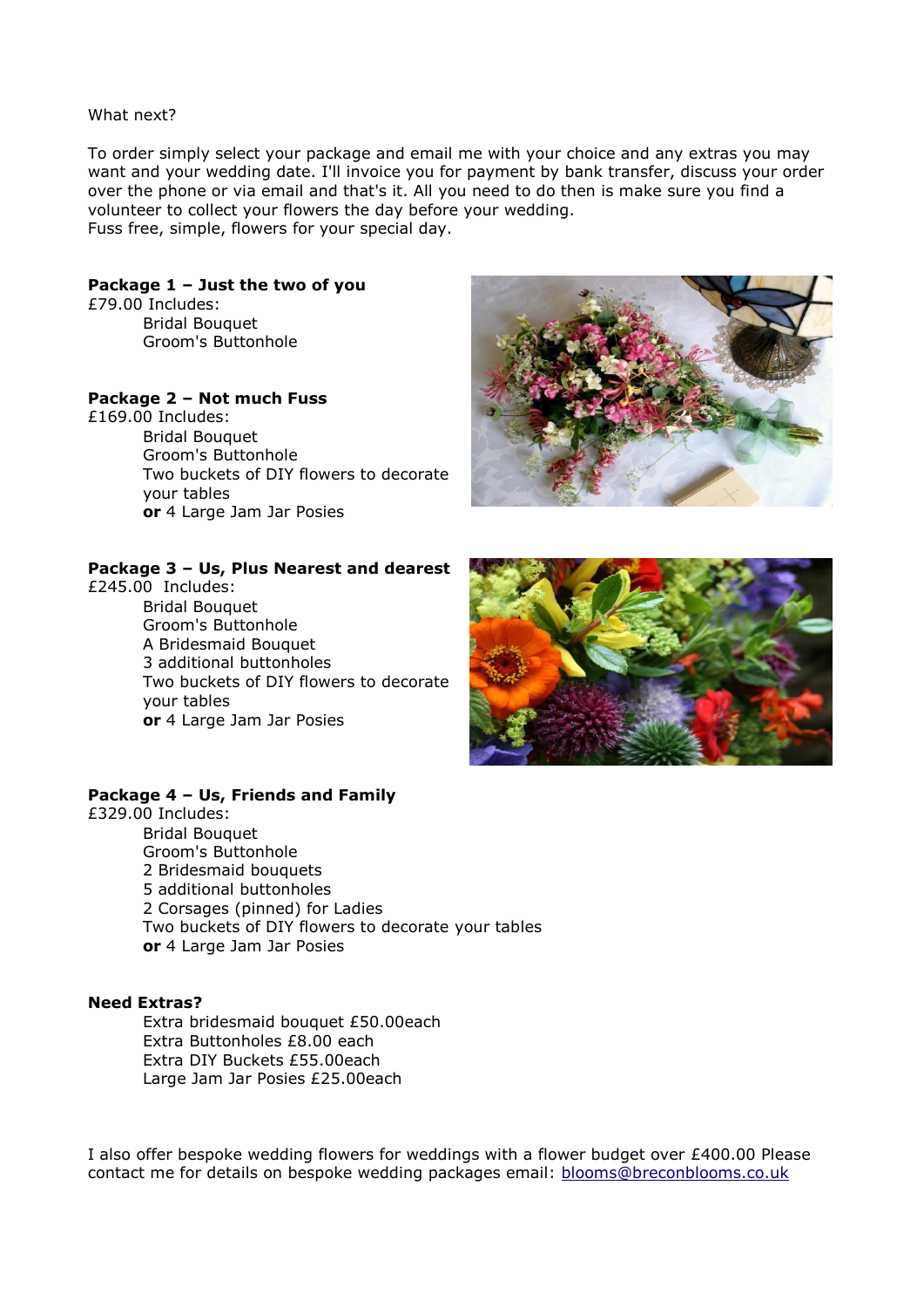What next?

To order simply select your package and email me with your choice and any extras you may want and your wedding date. I'll invoice you for payment by bank transfer, discuss your order over the phone or via email and that's it. All you need to do then is make sure you find a volunteer to collect your flowers the day before your wedding.
Fuss free, simple, flowers for your special day.

**Package 1 – Just the two of you**
£79.00 Includes:
- Bridal Bouquet
- Groom's Buttonhole

**Package 2 – Not much Fuss**
£169.00 Includes:
- Bridal Bouquet
- Groom's Buttonhole
- Two buckets of DIY flowers to decorate your tables
- **or** 4 Large Jam Jar Posies

**Package 3 – Us, Plus Nearest and dearest**
£245.00 Includes:
- Bridal Bouquet
- Groom's Buttonhole
- A Bridesmaid Bouquet
- 3 additional buttonholes
- Two buckets of DIY flowers to decorate your tables
- **or** 4 Large Jam Jar Posies

**Package 4 – Us, Friends and Family**
£329.00 Includes:
- Bridal Bouquet
- Groom's Buttonhole
- 2 Bridesmaid bouquets
- 5 additional buttonholes
- 2 Corsages (pinned) for Ladies
- Two buckets of DIY flowers to decorate your tables
- **or** 4 Large Jam Jar Posies

**Need Extras?**
- Extra bridesmaid bouquet £50.00each
- Extra Buttonholes £8.00 each
- Extra DIY Buckets £55.00each
- Large Jam Jar Posies £25.00each

I also offer bespoke wedding flowers for weddings with a flower budget over £400.00 Please contact me for details on bespoke wedding packages email: blooms@breconblooms.co.uk